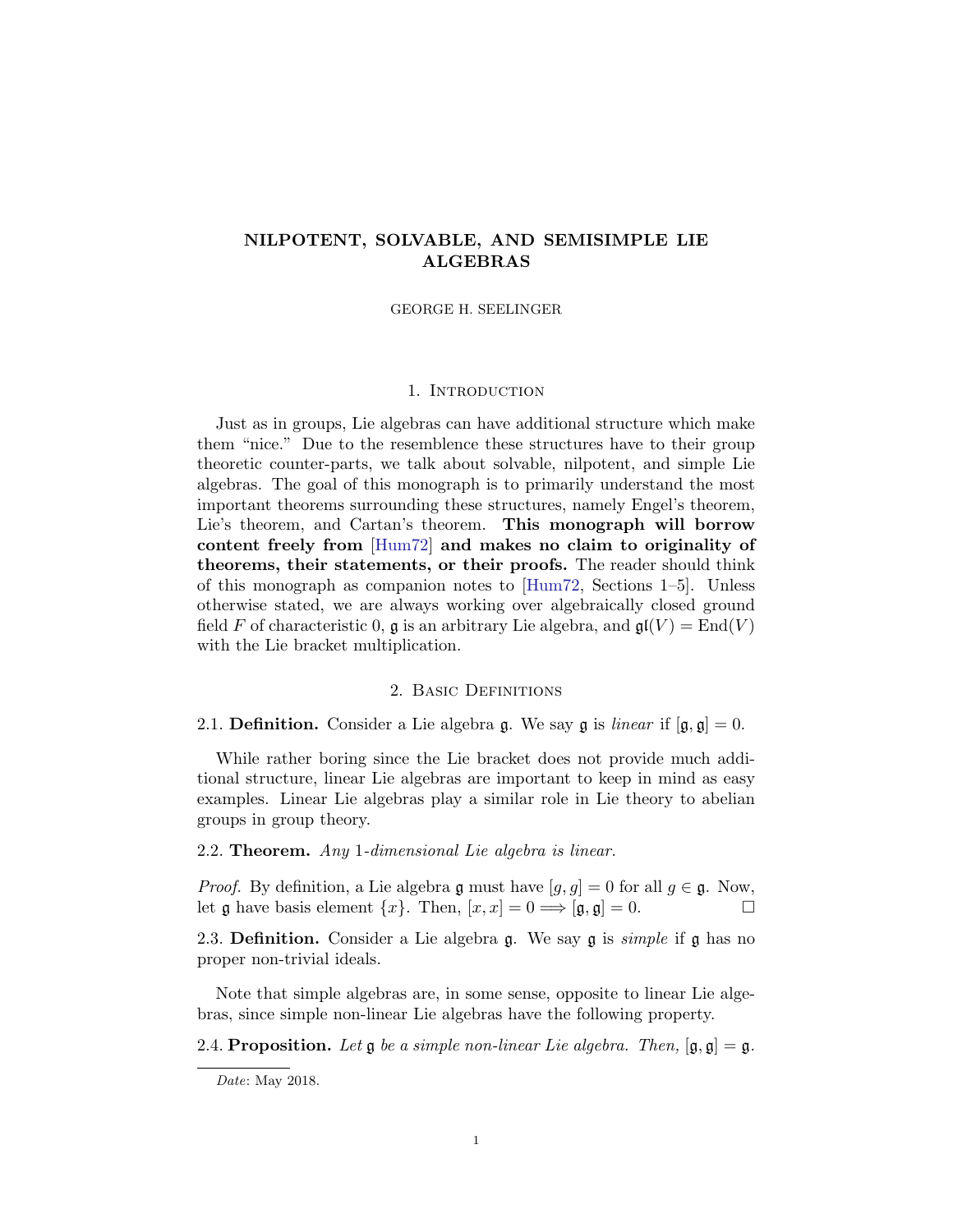# NILPOTENT, SOLVABLE, AND SEMISIMPLE LIE ALGEBRAS

GEORGE H. SEELINGER

## 1. Introduction

Just as in groups, Lie algebras can have additional structure which make them "nice." Due to the resemblence these structures have to their group theoretic counter-parts, we talk about solvable, nilpotent, and simple Lie algebras. The goal of this monograph is to primarily understand the most important theorems surrounding these structures, namely Engel's theorem, Lie's theorem, and Cartan's theorem. **This monograph will borrow content freely from [Hum72] and makes no claim to originality of theorems, their statements, or their proofs.** The reader should think of this monograph as companion notes to [Hum72, Sections 1–5]. Unless otherwise stated, we are always working over algebraically closed ground field $F$ of characteristic 0, $\mathfrak{g}$ is an arbitrary Lie algebra, and $\mathfrak{gl}(V) = \operatorname{End}(V)$ with the Lie bracket multiplication.

## 2. Basic Definitions

2.1. **Definition.** Consider a Lie algebra $\mathfrak{g}$. We say $\mathfrak{g}$ is *linear* if $[\mathfrak{g}, \mathfrak{g}] = 0$.

While rather boring since the Lie bracket does not provide much additional structure, linear Lie algebras are important to keep in mind as easy examples. Linear Lie algebras play a similar role in Lie theory to abelian groups in group theory.

2.2. **Theorem.** *Any* 1*-dimensional Lie algebra is linear.*

*Proof.* By definition, a Lie algebra $\mathfrak{g}$ must have $[g, g] = 0$ for all $g \in \mathfrak{g}$. Now, let $\mathfrak{g}$ have basis element $\{x\}$. Then, $[x, x] = 0 \Longrightarrow [\mathfrak{g}, \mathfrak{g}] = 0$. □

2.3. **Definition.** Consider a Lie algebra $\mathfrak{g}$. We say $\mathfrak{g}$ is *simple* if $\mathfrak{g}$ has no proper non-trivial ideals.

Note that simple algebras are, in some sense, opposite to linear Lie algebras, since simple non-linear Lie algebras have the following property.

2.4. **Proposition.** *Let* $\mathfrak{g}$ *be a simple non-linear Lie algebra. Then,* $[\mathfrak{g}, \mathfrak{g}] = \mathfrak{g}$*.*

*Date*: May 2018.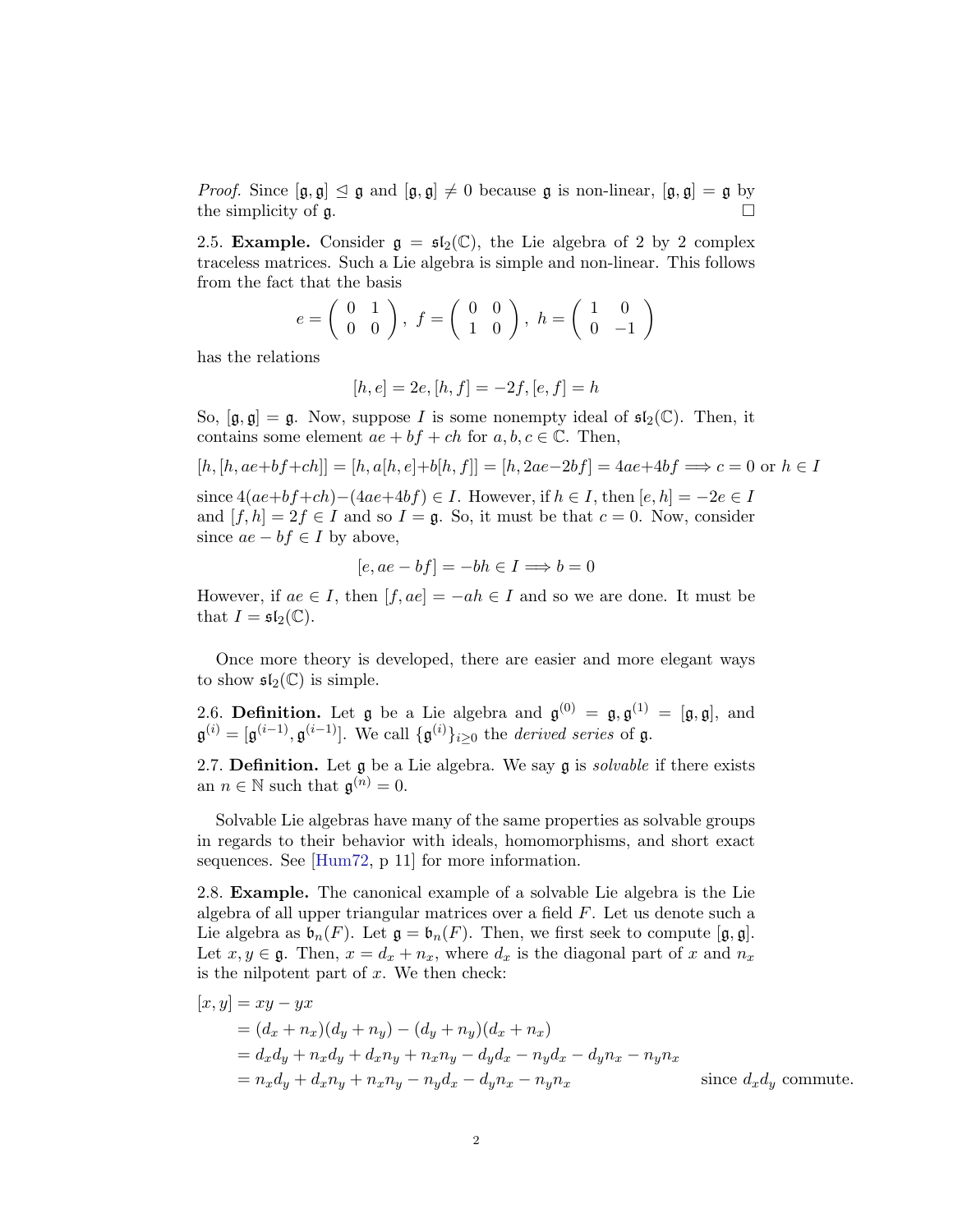*Proof.* Since $[\mathfrak{g},\mathfrak{g}] \trianglelefteq \mathfrak{g}$ and $[\mathfrak{g},\mathfrak{g}] \neq 0$ because $\mathfrak{g}$ is non-linear, $[\mathfrak{g},\mathfrak{g}] = \mathfrak{g}$ by the simplicity of $\mathfrak{g}$. $\square$

2.5. **Example.** Consider $\mathfrak{g} = \mathfrak{sl}_2(\mathbb{C})$, the Lie algebra of 2 by 2 complex traceless matrices. Such a Lie algebra is simple and non-linear. This follows from the fact that the basis

$$e = \begin{pmatrix} 0 & 1 \\ 0 & 0 \end{pmatrix},\ f = \begin{pmatrix} 0 & 0 \\ 1 & 0 \end{pmatrix},\ h = \begin{pmatrix} 1 & 0 \\ 0 & -1 \end{pmatrix}$$

has the relations

$$[h,e] = 2e, [h,f] = -2f, [e,f] = h$$

So, $[\mathfrak{g},\mathfrak{g}] = \mathfrak{g}$. Now, suppose $I$ is some nonempty ideal of $\mathfrak{sl}_2(\mathbb{C})$. Then, it contains some element $ae + bf + ch$ for $a, b, c \in \mathbb{C}$. Then,

$$[h,[h,ae+bf+ch]] = [h, a[h,e]+b[h,f]] = [h, 2ae-2bf] = 4ae+4bf \implies c = 0 \text{ or } h \in I$$

since $4(ae+bf+ch)-(4ae+4bf) \in I$. However, if $h \in I$, then $[e,h] = -2e \in I$ and $[f,h] = 2f \in I$ and so $I = \mathfrak{g}$. So, it must be that $c = 0$. Now, consider since $ae - bf \in I$ by above,

$$[e, ae - bf] = -bh \in I \implies b = 0$$

However, if $ae \in I$, then $[f, ae] = -ah \in I$ and so we are done. It must be that $I = \mathfrak{sl}_2(\mathbb{C})$.

Once more theory is developed, there are easier and more elegant ways to show $\mathfrak{sl}_2(\mathbb{C})$ is simple.

2.6. **Definition.** Let $\mathfrak{g}$ be a Lie algebra and $\mathfrak{g}^{(0)} = \mathfrak{g}, \mathfrak{g}^{(1)} = [\mathfrak{g},\mathfrak{g}]$, and $\mathfrak{g}^{(i)} = [\mathfrak{g}^{(i-1)}, \mathfrak{g}^{(i-1)}]$. We call $\{\mathfrak{g}^{(i)}\}_{i \geq 0}$ the *derived series* of $\mathfrak{g}$.

2.7. **Definition.** Let $\mathfrak{g}$ be a Lie algebra. We say $\mathfrak{g}$ is *solvable* if there exists an $n \in \mathbb{N}$ such that $\mathfrak{g}^{(n)} = 0$.

Solvable Lie algebras have many of the same properties as solvable groups in regards to their behavior with ideals, homomorphisms, and short exact sequences. See [Hum72, p 11] for more information.

2.8. **Example.** The canonical example of a solvable Lie algebra is the Lie algebra of all upper triangular matrices over a field $F$. Let us denote such a Lie algebra as $\mathfrak{b}_n(F)$. Let $\mathfrak{g} = \mathfrak{b}_n(F)$. Then, we first seek to compute $[\mathfrak{g},\mathfrak{g}]$. Let $x, y \in \mathfrak{g}$. Then, $x = d_x + n_x$, where $d_x$ is the diagonal part of $x$ and $n_x$ is the nilpotent part of $x$. We then check:

$$\begin{aligned}
[x,y] &= xy - yx \\
&= (d_x + n_x)(d_y + n_y) - (d_y + n_y)(d_x + n_x) \\
&= d_x d_y + n_x d_y + d_x n_y + n_x n_y - d_y d_x - n_y d_x - d_y n_x - n_y n_x \\
&= n_x d_y + d_x n_y + n_x n_y - n_y d_x - d_y n_x - n_y n_x \qquad \text{since } d_x d_y \text{ commute.}
\end{aligned}$$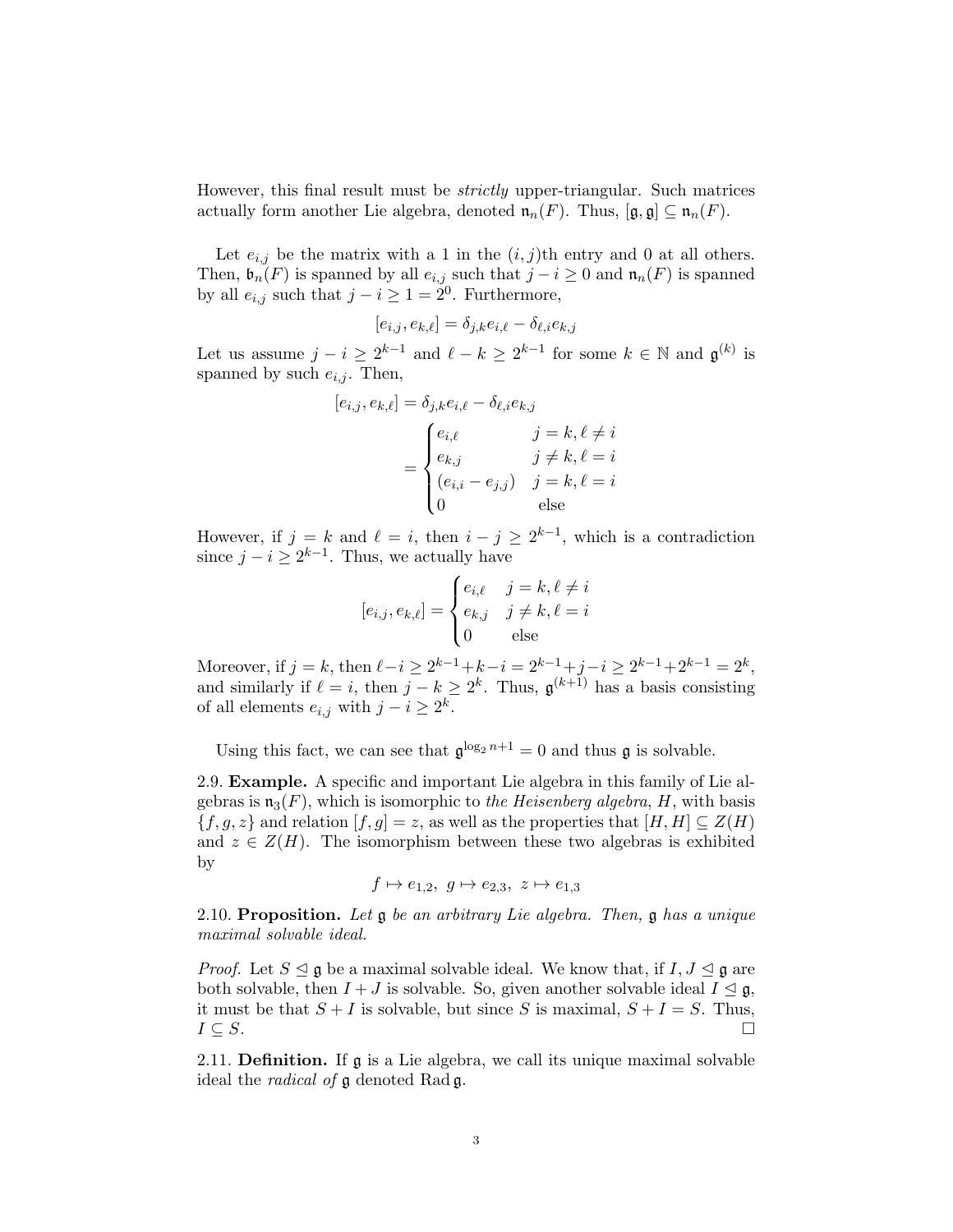However, this final result must be *strictly* upper-triangular. Such matrices actually form another Lie algebra, denoted $\mathfrak{n}_n(F)$. Thus, $[\mathfrak{g}, \mathfrak{g}] \subseteq \mathfrak{n}_n(F)$.

Let $e_{i,j}$ be the matrix with a 1 in the $(i,j)$th entry and 0 at all others. Then, $\mathfrak{b}_n(F)$ is spanned by all $e_{i,j}$ such that $j - i \geq 0$ and $\mathfrak{n}_n(F)$ is spanned by all $e_{i,j}$ such that $j - i \geq 1 = 2^0$. Furthermore,

$$[e_{i,j}, e_{k,\ell}] = \delta_{j,k} e_{i,\ell} - \delta_{\ell,i} e_{k,j}$$

Let us assume $j - i \geq 2^{k-1}$ and $\ell - k \geq 2^{k-1}$ for some $k \in \mathbb{N}$ and $\mathfrak{g}^{(k)}$ is spanned by such $e_{i,j}$. Then,

$$\begin{aligned}
[e_{i,j}, e_{k,\ell}] &= \delta_{j,k} e_{i,\ell} - \delta_{\ell,i} e_{k,j} \\
&= \begin{cases} e_{i,\ell} & j = k, \ell \neq i \\ e_{k,j} & j \neq k, \ell = i \\ (e_{i,i} - e_{j,j}) & j = k, \ell = i \\ 0 & \text{else} \end{cases}
\end{aligned}$$

However, if $j = k$ and $\ell = i$, then $i - j \geq 2^{k-1}$, which is a contradiction since $j - i \geq 2^{k-1}$. Thus, we actually have

$$[e_{i,j}, e_{k,\ell}] = \begin{cases} e_{i,\ell} & j = k, \ell \neq i \\ e_{k,j} & j \neq k, \ell = i \\ 0 & \text{else} \end{cases}$$

Moreover, if $j = k$, then $\ell - i \geq 2^{k-1} + k - i = 2^{k-1} + j - i \geq 2^{k-1} + 2^{k-1} = 2^k$, and similarly if $\ell = i$, then $j - k \geq 2^k$. Thus, $\mathfrak{g}^{(k+1)}$ has a basis consisting of all elements $e_{i,j}$ with $j - i \geq 2^k$.

Using this fact, we can see that $\mathfrak{g}^{\log_2 n + 1} = 0$ and thus $\mathfrak{g}$ is solvable.

2.9. **Example.** A specific and important Lie algebra in this family of Lie algebras is $\mathfrak{n}_3(F)$, which is isomorphic to *the Heisenberg algebra*, $H$, with basis $\{f, g, z\}$ and relation $[f, g] = z$, as well as the properties that $[H, H] \subseteq Z(H)$ and $z \in Z(H)$. The isomorphism between these two algebras is exhibited by

$$f \mapsto e_{1,2}, \ g \mapsto e_{2,3}, \ z \mapsto e_{1,3}$$

2.10. **Proposition.** *Let $\mathfrak{g}$ be an arbitrary Lie algebra. Then, $\mathfrak{g}$ has a unique maximal solvable ideal.*

*Proof.* Let $S \trianglelefteq \mathfrak{g}$ be a maximal solvable ideal. We know that, if $I, J \trianglelefteq \mathfrak{g}$ are both solvable, then $I + J$ is solvable. So, given another solvable ideal $I \trianglelefteq \mathfrak{g}$, it must be that $S + I$ is solvable, but since $S$ is maximal, $S + I = S$. Thus, $I \subseteq S$. $\square$

2.11. **Definition.** If $\mathfrak{g}$ is a Lie algebra, we call its unique maximal solvable ideal the *radical of* $\mathfrak{g}$ denoted $\operatorname{Rad} \mathfrak{g}$.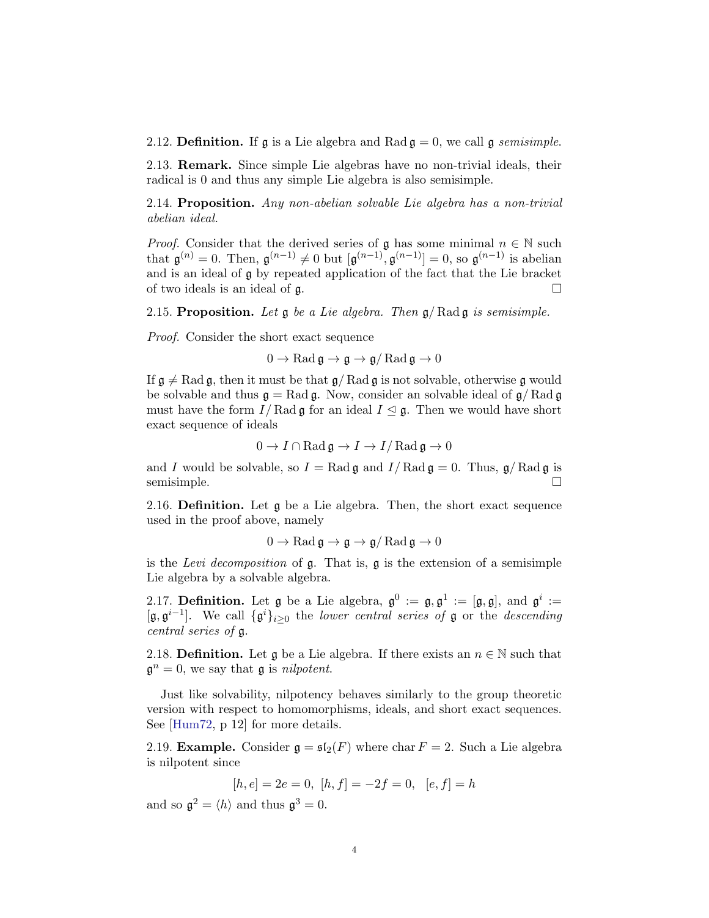2.12. **Definition.** If $\mathfrak{g}$ is a Lie algebra and $\operatorname{Rad}\mathfrak{g} = 0$, we call $\mathfrak{g}$ *semisimple*.

2.13. **Remark.** Since simple Lie algebras have no non-trivial ideals, their radical is 0 and thus any simple Lie algebra is also semisimple.

2.14. **Proposition.** *Any non-abelian solvable Lie algebra has a non-trivial abelian ideal.*

*Proof.* Consider that the derived series of $\mathfrak{g}$ has some minimal $n \in \mathbb{N}$ such that $\mathfrak{g}^{(n)} = 0$. Then, $\mathfrak{g}^{(n-1)} \neq 0$ but $[\mathfrak{g}^{(n-1)}, \mathfrak{g}^{(n-1)}] = 0$, so $\mathfrak{g}^{(n-1)}$ is abelian and is an ideal of $\mathfrak{g}$ by repeated application of the fact that the Lie bracket of two ideals is an ideal of $\mathfrak{g}$. $\square$

2.15. **Proposition.** *Let $\mathfrak{g}$ be a Lie algebra. Then $\mathfrak{g}/\operatorname{Rad}\mathfrak{g}$ is semisimple.*

*Proof.* Consider the short exact sequence

$$0 \to \operatorname{Rad}\mathfrak{g} \to \mathfrak{g} \to \mathfrak{g}/\operatorname{Rad}\mathfrak{g} \to 0$$

If $\mathfrak{g} \neq \operatorname{Rad}\mathfrak{g}$, then it must be that $\mathfrak{g}/\operatorname{Rad}\mathfrak{g}$ is not solvable, otherwise $\mathfrak{g}$ would be solvable and thus $\mathfrak{g} = \operatorname{Rad}\mathfrak{g}$. Now, consider an solvable ideal of $\mathfrak{g}/\operatorname{Rad}\mathfrak{g}$ must have the form $I/\operatorname{Rad}\mathfrak{g}$ for an ideal $I \trianglelefteq \mathfrak{g}$. Then we would have short exact sequence of ideals

$$0 \to I \cap \operatorname{Rad}\mathfrak{g} \to I \to I/\operatorname{Rad}\mathfrak{g} \to 0$$

and $I$ would be solvable, so $I = \operatorname{Rad}\mathfrak{g}$ and $I/\operatorname{Rad}\mathfrak{g} = 0$. Thus, $\mathfrak{g}/\operatorname{Rad}\mathfrak{g}$ is semisimple. $\square$

2.16. **Definition.** Let $\mathfrak{g}$ be a Lie algebra. Then, the short exact sequence used in the proof above, namely

$$0 \to \operatorname{Rad}\mathfrak{g} \to \mathfrak{g} \to \mathfrak{g}/\operatorname{Rad}\mathfrak{g} \to 0$$

is the *Levi decomposition* of $\mathfrak{g}$. That is, $\mathfrak{g}$ is the extension of a semisimple Lie algebra by a solvable algebra.

2.17. **Definition.** Let $\mathfrak{g}$ be a Lie algebra, $\mathfrak{g}^0 := \mathfrak{g}, \mathfrak{g}^1 := [\mathfrak{g}, \mathfrak{g}]$, and $\mathfrak{g}^i := [\mathfrak{g}, \mathfrak{g}^{i-1}]$. We call $\{\mathfrak{g}^i\}_{i \geq 0}$ the *lower central series of* $\mathfrak{g}$ or the *descending central series of* $\mathfrak{g}$.

2.18. **Definition.** Let $\mathfrak{g}$ be a Lie algebra. If there exists an $n \in \mathbb{N}$ such that $\mathfrak{g}^n = 0$, we say that $\mathfrak{g}$ is *nilpotent*.

Just like solvability, nilpotency behaves similarly to the group theoretic version with respect to homomorphisms, ideals, and short exact sequences. See [Hum72, p 12] for more details.

2.19. **Example.** Consider $\mathfrak{g} = \mathfrak{sl}_2(F)$ where $\operatorname{char} F = 2$. Such a Lie algebra is nilpotent since

$$[h, e] = 2e = 0, \;\; [h, f] = -2f = 0, \;\;\; [e, f] = h$$

and so $\mathfrak{g}^2 = \langle h \rangle$ and thus $\mathfrak{g}^3 = 0$.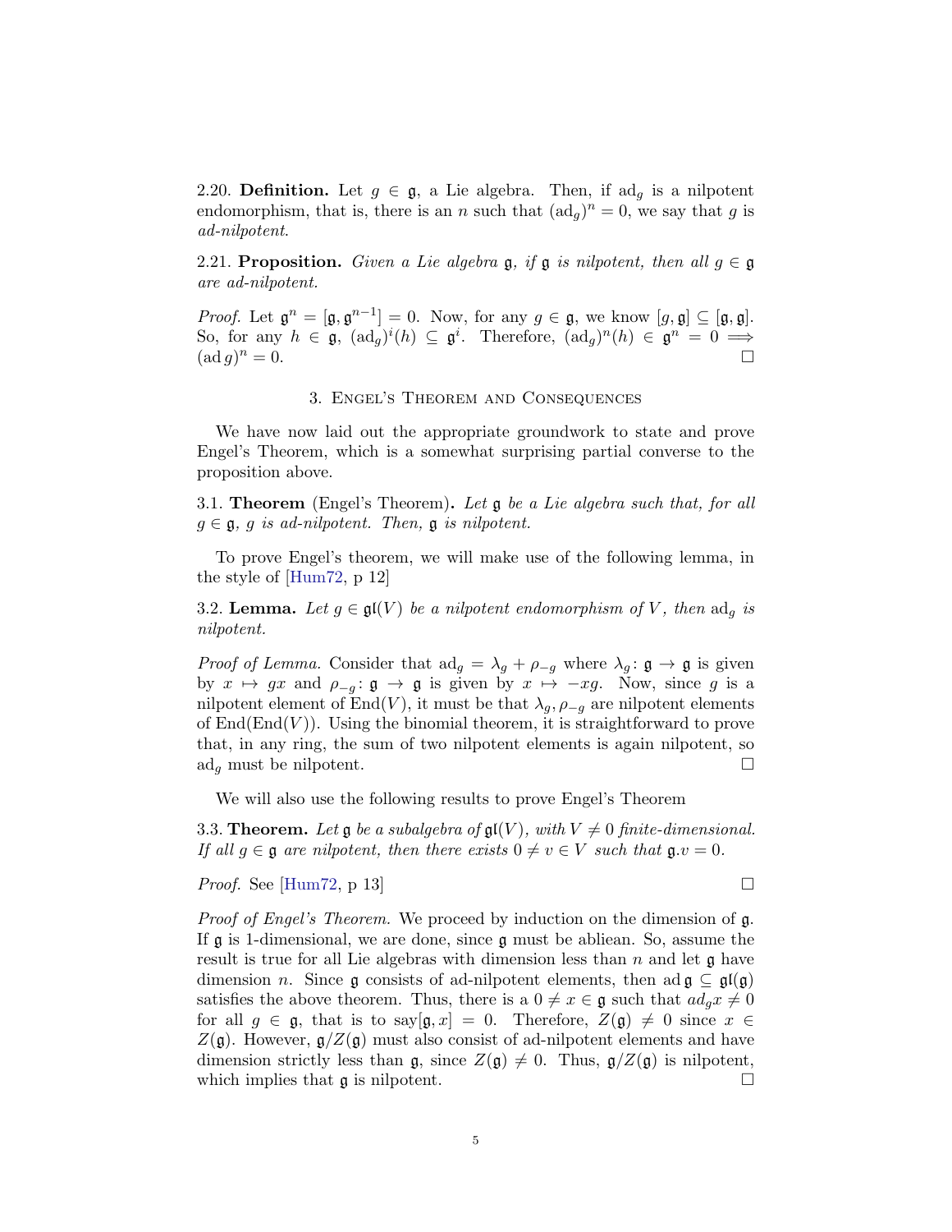2.20. **Definition.** Let $g \in \mathfrak{g}$, a Lie algebra. Then, if $\mathrm{ad}_g$ is a nilpotent endomorphism, that is, there is an $n$ such that $(\mathrm{ad}_g)^n = 0$, we say that $g$ is *ad-nilpotent*.

2.21. **Proposition.** *Given a Lie algebra $\mathfrak{g}$, if $\mathfrak{g}$ is nilpotent, then all $g \in \mathfrak{g}$ are ad-nilpotent.*

*Proof.* Let $\mathfrak{g}^n = [\mathfrak{g}, \mathfrak{g}^{n-1}] = 0$. Now, for any $g \in \mathfrak{g}$, we know $[g, \mathfrak{g}] \subseteq [\mathfrak{g}, \mathfrak{g}]$. So, for any $h \in \mathfrak{g}$, $(\mathrm{ad}_g)^i(h) \subseteq \mathfrak{g}^i$. Therefore, $(\mathrm{ad}_g)^n(h) \in \mathfrak{g}^n = 0 \implies (\mathrm{ad}\, g)^n = 0$. $\square$

## 3. Engel's Theorem and Consequences

We have now laid out the appropriate groundwork to state and prove Engel's Theorem, which is a somewhat surprising partial converse to the proposition above.

3.1. **Theorem** (Engel's Theorem)**.** *Let $\mathfrak{g}$ be a Lie algebra such that, for all $g \in \mathfrak{g}$, $g$ is ad-nilpotent. Then, $\mathfrak{g}$ is nilpotent.*

To prove Engel's theorem, we will make use of the following lemma, in the style of [Hum72, p 12]

3.2. **Lemma.** *Let $g \in \mathfrak{gl}(V)$ be a nilpotent endomorphism of $V$, then $\mathrm{ad}_g$ is nilpotent.*

*Proof of Lemma.* Consider that $\mathrm{ad}_g = \lambda_g + \rho_{-g}$ where $\lambda_g \colon \mathfrak{g} \to \mathfrak{g}$ is given by $x \mapsto gx$ and $\rho_{-g} \colon \mathfrak{g} \to \mathfrak{g}$ is given by $x \mapsto -xg$. Now, since $g$ is a nilpotent element of $\mathrm{End}(V)$, it must be that $\lambda_g, \rho_{-g}$ are nilpotent elements of $\mathrm{End}(\mathrm{End}(V))$. Using the binomial theorem, it is straightforward to prove that, in any ring, the sum of two nilpotent elements is again nilpotent, so $\mathrm{ad}_g$ must be nilpotent. $\square$

We will also use the following results to prove Engel's Theorem

3.3. **Theorem.** *Let $\mathfrak{g}$ be a subalgebra of $\mathfrak{gl}(V)$, with $V \neq 0$ finite-dimensional. If all $g \in \mathfrak{g}$ are nilpotent, then there exists $0 \neq v \in V$ such that $\mathfrak{g}.v = 0$.*

*Proof.* See [Hum72, p 13] $\square$

*Proof of Engel's Theorem.* We proceed by induction on the dimension of $\mathfrak{g}$. If $\mathfrak{g}$ is 1-dimensional, we are done, since $\mathfrak{g}$ must be ablean. So, assume the result is true for all Lie algebras with dimension less than $n$ and let $\mathfrak{g}$ have dimension $n$. Since $\mathfrak{g}$ consists of ad-nilpotent elements, then $\mathrm{ad}\, \mathfrak{g} \subseteq \mathfrak{gl}(\mathfrak{g})$ satisfies the above theorem. Thus, there is a $0 \neq x \in \mathfrak{g}$ such that $ad_g x \neq 0$ for all $g \in \mathfrak{g}$, that is to say$[\mathfrak{g}, x] = 0$. Therefore, $Z(\mathfrak{g}) \neq 0$ since $x \in Z(\mathfrak{g})$. However, $\mathfrak{g}/Z(\mathfrak{g})$ must also consist of ad-nilpotent elements and have dimension strictly less than $\mathfrak{g}$, since $Z(\mathfrak{g}) \neq 0$. Thus, $\mathfrak{g}/Z(\mathfrak{g})$ is nilpotent, which implies that $\mathfrak{g}$ is nilpotent. $\square$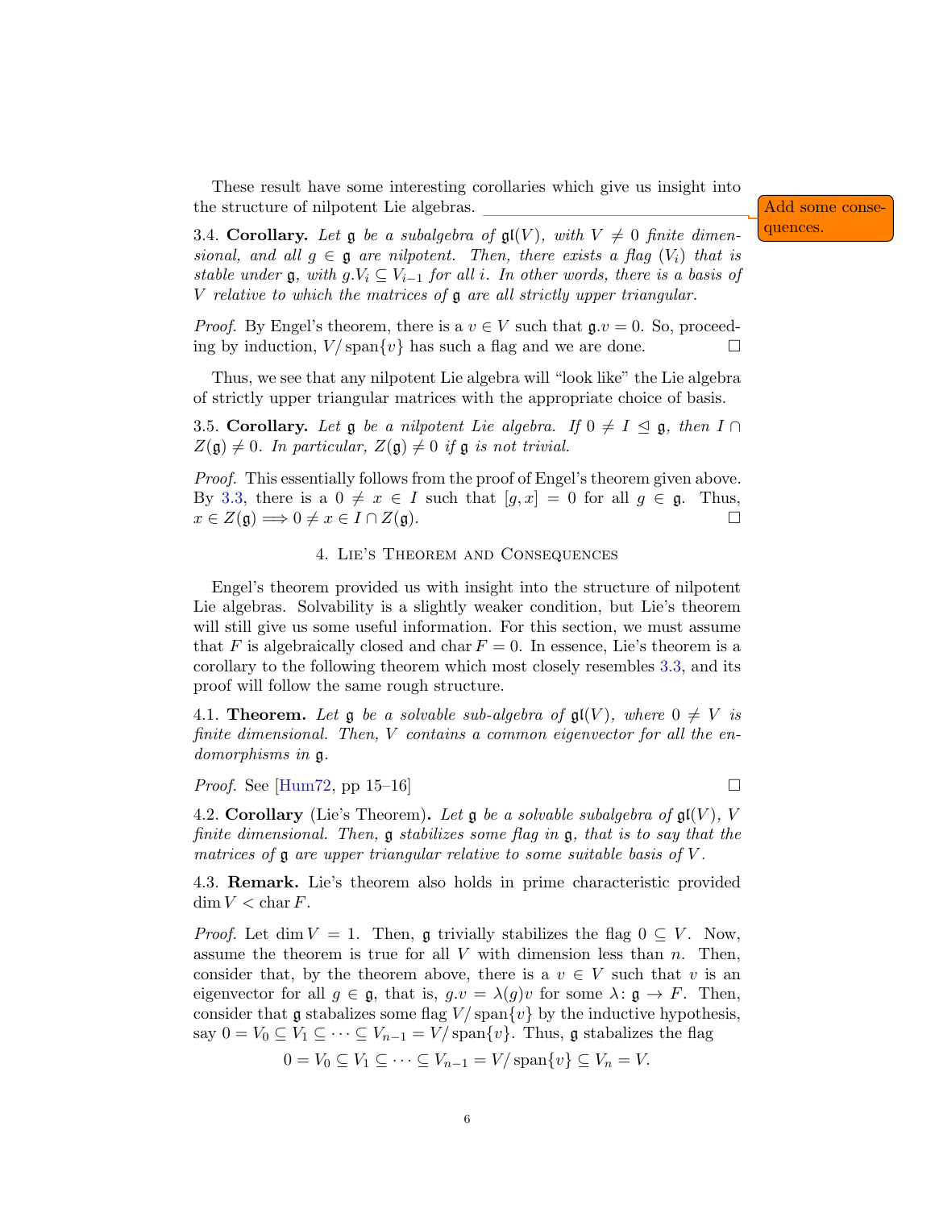These result have some interesting corollaries which give us insight into the structure of nilpotent Lie algebras.

Add some consequences.

3.4. **Corollary.** *Let $\mathfrak{g}$ be a subalgebra of $\mathfrak{gl}(V)$, with $V \neq 0$ finite dimensional, and all $g \in \mathfrak{g}$ are nilpotent. Then, there exists a flag $(V_i)$ that is stable under $\mathfrak{g}$, with $g.V_i \subseteq V_{i-1}$ for all $i$. In other words, there is a basis of $V$ relative to which the matrices of $\mathfrak{g}$ are all strictly upper triangular.*

*Proof.* By Engel's theorem, there is a $v \in V$ such that $\mathfrak{g}.v = 0$. So, proceeding by induction, $V/\operatorname{span}\{v\}$ has such a flag and we are done. □

Thus, we see that any nilpotent Lie algebra will "look like" the Lie algebra of strictly upper triangular matrices with the appropriate choice of basis.

3.5. **Corollary.** *Let $\mathfrak{g}$ be a nilpotent Lie algebra. If $0 \neq I \trianglelefteq \mathfrak{g}$, then $I \cap Z(\mathfrak{g}) \neq 0$. In particular, $Z(\mathfrak{g}) \neq 0$ if $\mathfrak{g}$ is not trivial.*

*Proof.* This essentially follows from the proof of Engel's theorem given above. By 3.3, there is a $0 \neq x \in I$ such that $[g, x] = 0$ for all $g \in \mathfrak{g}$. Thus, $x \in Z(\mathfrak{g}) \implies 0 \neq x \in I \cap Z(\mathfrak{g})$. □

## 4. Lie's Theorem and Consequences

Engel's theorem provided us with insight into the structure of nilpotent Lie algebras. Solvability is a slightly weaker condition, but Lie's theorem will still give us some useful information. For this section, we must assume that $F$ is algebraically closed and $\operatorname{char} F = 0$. In essence, Lie's theorem is a corollary to the following theorem which most closely resembles 3.3, and its proof will follow the same rough structure.

4.1. **Theorem.** *Let $\mathfrak{g}$ be a solvable sub-algebra of $\mathfrak{gl}(V)$, where $0 \neq V$ is finite dimensional. Then, $V$ contains a common eigenvector for all the endomorphisms in $\mathfrak{g}$.*

*Proof.* See [Hum72, pp 15–16] □

4.2. **Corollary** (Lie's Theorem)**.** *Let $\mathfrak{g}$ be a solvable subalgebra of $\mathfrak{gl}(V)$, $V$ finite dimensional. Then, $\mathfrak{g}$ stabilizes some flag in $\mathfrak{g}$, that is to say that the matrices of $\mathfrak{g}$ are upper triangular relative to some suitable basis of $V$.*

4.3. **Remark.** Lie's theorem also holds in prime characteristic provided $\dim V < \operatorname{char} F$.

*Proof.* Let $\dim V = 1$. Then, $\mathfrak{g}$ trivially stabilizes the flag $0 \subseteq V$. Now, assume the theorem is true for all $V$ with dimension less than $n$. Then, consider that, by the theorem above, there is a $v \in V$ such that $v$ is an eigenvector for all $g \in \mathfrak{g}$, that is, $g.v = \lambda(g)v$ for some $\lambda \colon \mathfrak{g} \to F$. Then, consider that $\mathfrak{g}$ stabalizes some flag $V/\operatorname{span}\{v\}$ by the inductive hypothesis, say $0 = V_0 \subseteq V_1 \subseteq \cdots \subseteq V_{n-1} = V/\operatorname{span}\{v\}$. Thus, $\mathfrak{g}$ stabalizes the flag

$$0 = V_0 \subseteq V_1 \subseteq \cdots \subseteq V_{n-1} = V/\operatorname{span}\{v\} \subseteq V_n = V.$$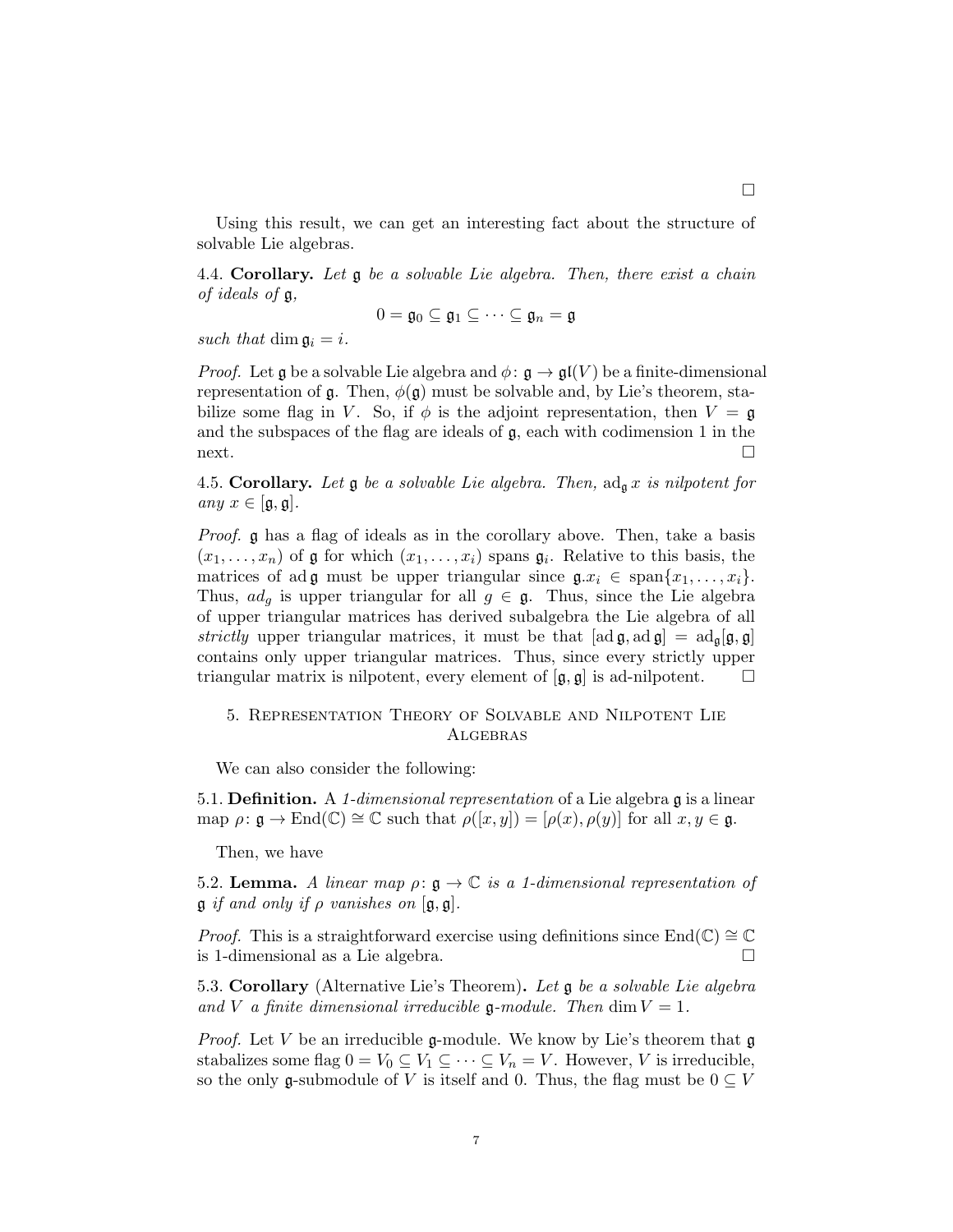□

Using this result, we can get an interesting fact about the structure of solvable Lie algebras.

4.4. **Corollary.** *Let $\mathfrak{g}$ be a solvable Lie algebra. Then, there exist a chain of ideals of $\mathfrak{g}$,*

$$0 = \mathfrak{g}_0 \subseteq \mathfrak{g}_1 \subseteq \cdots \subseteq \mathfrak{g}_n = \mathfrak{g}$$

*such that* $\dim \mathfrak{g}_i = i$.

*Proof.* Let $\mathfrak{g}$ be a solvable Lie algebra and $\phi\colon \mathfrak{g} \to \mathfrak{gl}(V)$ be a finite-dimensional representation of $\mathfrak{g}$. Then, $\phi(\mathfrak{g})$ must be solvable and, by Lie's theorem, stabilize some flag in $V$. So, if $\phi$ is the adjoint representation, then $V = \mathfrak{g}$ and the subspaces of the flag are ideals of $\mathfrak{g}$, each with codimension 1 in the next. □

4.5. **Corollary.** *Let $\mathfrak{g}$ be a solvable Lie algebra. Then, $\mathrm{ad}_{\mathfrak{g}}\, x$ is nilpotent for any $x \in [\mathfrak{g}, \mathfrak{g}]$.*

*Proof.* $\mathfrak{g}$ has a flag of ideals as in the corollary above. Then, take a basis $(x_1, \ldots, x_n)$ of $\mathfrak{g}$ for which $(x_1, \ldots, x_i)$ spans $\mathfrak{g}_i$. Relative to this basis, the matrices of $\mathrm{ad}\, \mathfrak{g}$ must be upper triangular since $\mathfrak{g}.x_i \in \mathrm{span}\{x_1, \ldots, x_i\}$. Thus, $ad_g$ is upper triangular for all $g \in \mathfrak{g}$. Thus, since the Lie algebra of upper triangular matrices has derived subalgebra the Lie algebra of all *strictly* upper triangular matrices, it must be that $[\mathrm{ad}\, \mathfrak{g}, \mathrm{ad}\, \mathfrak{g}] = \mathrm{ad}_{\mathfrak{g}}[\mathfrak{g}, \mathfrak{g}]$ contains only upper triangular matrices. Thus, since every strictly upper triangular matrix is nilpotent, every element of $[\mathfrak{g}, \mathfrak{g}]$ is ad-nilpotent. □

## 5. Representation Theory of Solvable and Nilpotent Lie Algebras

We can also consider the following:

5.1. **Definition.** A *1-dimensional representation* of a Lie algebra $\mathfrak{g}$ is a linear map $\rho\colon \mathfrak{g} \to \mathrm{End}(\mathbb{C}) \cong \mathbb{C}$ such that $\rho([x, y]) = [\rho(x), \rho(y)]$ for all $x, y \in \mathfrak{g}$.

Then, we have

5.2. **Lemma.** *A linear map $\rho\colon \mathfrak{g} \to \mathbb{C}$ is a 1-dimensional representation of $\mathfrak{g}$ if and only if $\rho$ vanishes on $[\mathfrak{g}, \mathfrak{g}]$.*

*Proof.* This is a straightforward exercise using definitions since $\mathrm{End}(\mathbb{C}) \cong \mathbb{C}$ is 1-dimensional as a Lie algebra. □

5.3. **Corollary** (Alternative Lie's Theorem)**.** *Let $\mathfrak{g}$ be a solvable Lie algebra and $V$ a finite dimensional irreducible $\mathfrak{g}$-module. Then $\dim V = 1$.*

*Proof.* Let $V$ be an irreducible $\mathfrak{g}$-module. We know by Lie's theorem that $\mathfrak{g}$ stabalizes some flag $0 = V_0 \subseteq V_1 \subseteq \cdots \subseteq V_n = V$. However, $V$ is irreducible, so the only $\mathfrak{g}$-submodule of $V$ is itself and 0. Thus, the flag must be $0 \subseteq V$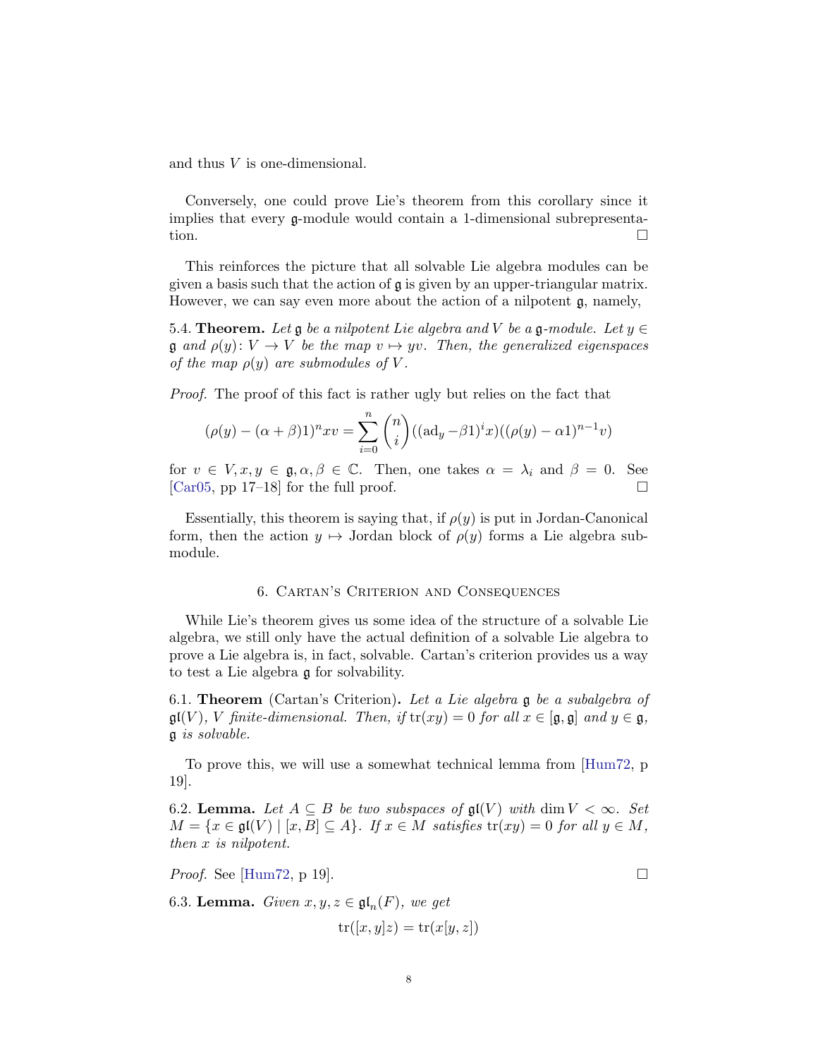and thus $V$ is one-dimensional.

Conversely, one could prove Lie's theorem from this corollary since it implies that every $\mathfrak{g}$-module would contain a 1-dimensional subrepresentation. □

This reinforces the picture that all solvable Lie algebra modules can be given a basis such that the action of $\mathfrak{g}$ is given by an upper-triangular matrix. However, we can say even more about the action of a nilpotent $\mathfrak{g}$, namely,

5.4. **Theorem.** *Let $\mathfrak{g}$ be a nilpotent Lie algebra and $V$ be a $\mathfrak{g}$-module. Let $y \in \mathfrak{g}$ and $\rho(y)\colon V \to V$ be the map $v \mapsto yv$. Then, the generalized eigenspaces of the map $\rho(y)$ are submodules of $V$.*

*Proof.* The proof of this fact is rather ugly but relies on the fact that

$$(\rho(y) - (\alpha+\beta)1)^n xv = \sum_{i=0}^{n} \binom{n}{i} ((\mathrm{ad}_y - \beta 1)^i x)((\rho(y) - \alpha 1)^{n-1} v)$$

for $v \in V, x, y \in \mathfrak{g}, \alpha, \beta \in \mathbb{C}$. Then, one takes $\alpha = \lambda_i$ and $\beta = 0$. See [Car05, pp 17–18] for the full proof. □

Essentially, this theorem is saying that, if $\rho(y)$ is put in Jordan-Canonical form, then the action $y \mapsto$ Jordan block of $\rho(y)$ forms a Lie algebra submodule.

## 6. Cartan's Criterion and Consequences

While Lie's theorem gives us some idea of the structure of a solvable Lie algebra, we still only have the actual definition of a solvable Lie algebra to prove a Lie algebra is, in fact, solvable. Cartan's criterion provides us a way to test a Lie algebra $\mathfrak{g}$ for solvability.

6.1. **Theorem** (Cartan's Criterion). *Let a Lie algebra $\mathfrak{g}$ be a subalgebra of $\mathfrak{gl}(V)$, $V$ finite-dimensional. Then, if $\mathrm{tr}(xy) = 0$ for all $x \in [\mathfrak{g}, \mathfrak{g}]$ and $y \in \mathfrak{g}$, $\mathfrak{g}$ is solvable.*

To prove this, we will use a somewhat technical lemma from [Hum72, p 19].

6.2. **Lemma.** *Let $A \subseteq B$ be two subspaces of $\mathfrak{gl}(V)$ with $\dim V < \infty$. Set $M = \{x \in \mathfrak{gl}(V) \mid [x, B] \subseteq A\}$. If $x \in M$ satisfies $\mathrm{tr}(xy) = 0$ for all $y \in M$, then $x$ is nilpotent.*

*Proof.* See [Hum72, p 19]. □

6.3. **Lemma.** *Given $x, y, z \in \mathfrak{gl}_n(F)$, we get*

$$\mathrm{tr}([x, y]z) = \mathrm{tr}(x[y, z])$$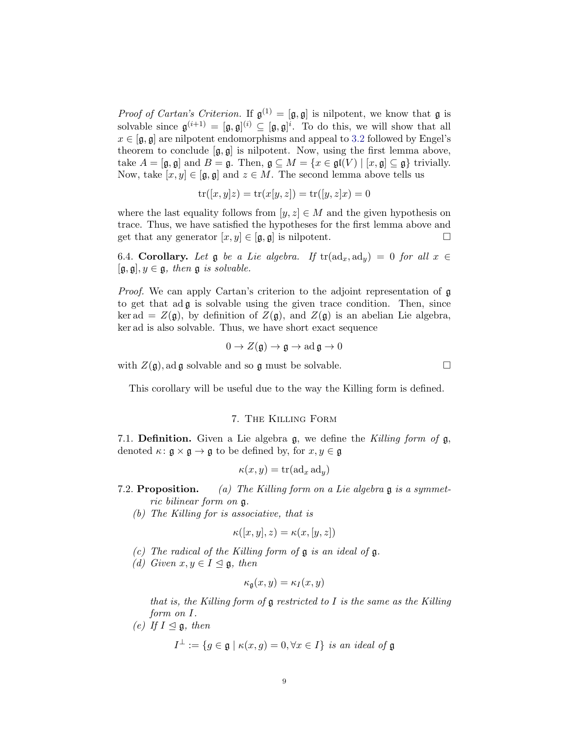*Proof of Cartan's Criterion.* If $\mathfrak{g}^{(1)} = [\mathfrak{g}, \mathfrak{g}]$ is nilpotent, we know that $\mathfrak{g}$ is solvable since $\mathfrak{g}^{(i+1)} = [\mathfrak{g}, \mathfrak{g}]^{(i)} \subseteq [\mathfrak{g}, \mathfrak{g}]^{i}$. To do this, we will show that all $x \in [\mathfrak{g}, \mathfrak{g}]$ are nilpotent endomorphisms and appeal to 3.2 followed by Engel's theorem to conclude $[\mathfrak{g}, \mathfrak{g}]$ is nilpotent. Now, using the first lemma above, take $A = [\mathfrak{g}, \mathfrak{g}]$ and $B = \mathfrak{g}$. Then, $\mathfrak{g} \subseteq M = \{x \in \mathfrak{gl}(V) \mid [x, \mathfrak{g}] \subseteq \mathfrak{g}\}$ trivially. Now, take $[x, y] \in [\mathfrak{g}, \mathfrak{g}]$ and $z \in M$. The second lemma above tells us

$$\operatorname{tr}([x, y]z) = \operatorname{tr}(x[y, z]) = \operatorname{tr}([y, z]x) = 0$$

where the last equality follows from $[y, z] \in M$ and the given hypothesis on trace. Thus, we have satisfied the hypotheses for the first lemma above and get that any generator $[x, y] \in [\mathfrak{g}, \mathfrak{g}]$ is nilpotent. $\square$

6.4. **Corollary.** *Let $\mathfrak{g}$ be a Lie algebra. If $\operatorname{tr}(\operatorname{ad}_x, \operatorname{ad}_y) = 0$ for all $x \in [\mathfrak{g}, \mathfrak{g}], y \in \mathfrak{g}$, then $\mathfrak{g}$ is solvable.*

*Proof.* We can apply Cartan's criterion to the adjoint representation of $\mathfrak{g}$ to get that $\operatorname{ad} \mathfrak{g}$ is solvable using the given trace condition. Then, since $\ker \operatorname{ad} = Z(\mathfrak{g})$, by definition of $Z(\mathfrak{g})$, and $Z(\mathfrak{g})$ is an abelian Lie algebra, $\ker \operatorname{ad}$ is also solvable. Thus, we have short exact sequence

$$0 \to Z(\mathfrak{g}) \to \mathfrak{g} \to \operatorname{ad} \mathfrak{g} \to 0$$

with $Z(\mathfrak{g}), \operatorname{ad} \mathfrak{g}$ solvable and so $\mathfrak{g}$ must be solvable. $\square$

This corollary will be useful due to the way the Killing form is defined.

## 7. The Killing Form

7.1. **Definition.** Given a Lie algebra $\mathfrak{g}$, we define the *Killing form of* $\mathfrak{g}$, denoted $\kappa \colon \mathfrak{g} \times \mathfrak{g} \to \mathfrak{g}$ to be defined by, for $x, y \in \mathfrak{g}$

$$\kappa(x, y) = \operatorname{tr}(\operatorname{ad}_x \operatorname{ad}_y)$$

7.2. **Proposition.**

(a) *The Killing form on a Lie algebra $\mathfrak{g}$ is a symmetric bilinear form on $\mathfrak{g}$.*

(b) *The Killing for is associative, that is*

$$\kappa([x, y], z) = \kappa(x, [y, z])$$

(c) *The radical of the Killing form of $\mathfrak{g}$ is an ideal of $\mathfrak{g}$.*

(d) *Given $x, y \in I \trianglelefteq \mathfrak{g}$, then*

$$\kappa_{\mathfrak{g}}(x, y) = \kappa_I(x, y)$$

*that is, the Killing form of $\mathfrak{g}$ restricted to $I$ is the same as the Killing form on $I$.*

(e) *If $I \trianglelefteq \mathfrak{g}$, then*

$$I^{\perp} := \{g \in \mathfrak{g} \mid \kappa(x, g) = 0, \forall x \in I\} \text{ is an ideal of } \mathfrak{g}$$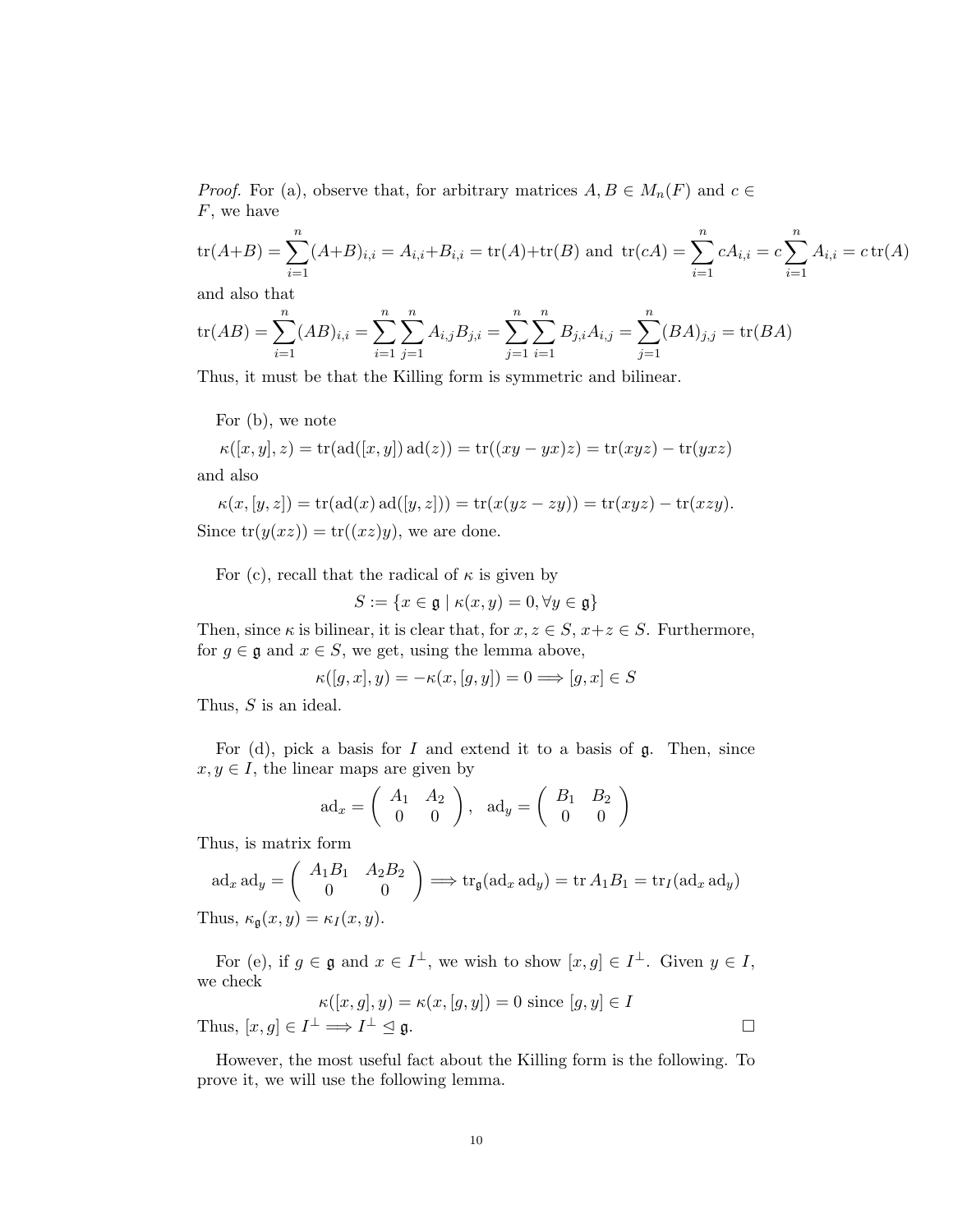*Proof.* For (a), observe that, for arbitrary matrices $A, B \in M_n(F)$ and $c \in F$, we have

$$\operatorname{tr}(A+B) = \sum_{i=1}^{n}(A+B)_{i,i} = A_{i,i}+B_{i,i} = \operatorname{tr}(A)+\operatorname{tr}(B) \text{ and } \operatorname{tr}(cA) = \sum_{i=1}^{n} cA_{i,i} = c\sum_{i=1}^{n} A_{i,i} = c\operatorname{tr}(A)$$

and also that

$$\operatorname{tr}(AB) = \sum_{i=1}^{n}(AB)_{i,i} = \sum_{i=1}^{n}\sum_{j=1}^{n} A_{i,j}B_{j,i} = \sum_{j=1}^{n}\sum_{i=1}^{n} B_{j,i}A_{i,j} = \sum_{j=1}^{n}(BA)_{j,j} = \operatorname{tr}(BA)$$

Thus, it must be that the Killing form is symmetric and bilinear.

For (b), we note

$$\kappa([x,y],z) = \operatorname{tr}(\operatorname{ad}([x,y])\operatorname{ad}(z)) = \operatorname{tr}((xy-yx)z) = \operatorname{tr}(xyz) - \operatorname{tr}(yxz)$$

and also

$$\kappa(x,[y,z]) = \operatorname{tr}(\operatorname{ad}(x)\operatorname{ad}([y,z])) = \operatorname{tr}(x(yz-zy)) = \operatorname{tr}(xyz) - \operatorname{tr}(xzy).$$

Since $\operatorname{tr}(y(xz)) = \operatorname{tr}((xz)y)$, we are done.

For (c), recall that the radical of $\kappa$ is given by

$$S := \{x \in \mathfrak{g} \mid \kappa(x,y) = 0, \forall y \in \mathfrak{g}\}$$

Then, since $\kappa$ is bilinear, it is clear that, for $x, z \in S$, $x+z \in S$. Furthermore, for $g \in \mathfrak{g}$ and $x \in S$, we get, using the lemma above,

$$\kappa([g,x],y) = -\kappa(x,[g,y]) = 0 \Longrightarrow [g,x] \in S$$

Thus, $S$ is an ideal.

For (d), pick a basis for $I$ and extend it to a basis of $\mathfrak{g}$. Then, since $x, y \in I$, the linear maps are given by

$$\operatorname{ad}_x = \begin{pmatrix} A_1 & A_2 \\ 0 & 0 \end{pmatrix}, \quad \operatorname{ad}_y = \begin{pmatrix} B_1 & B_2 \\ 0 & 0 \end{pmatrix}$$

Thus, is matrix form

$$\operatorname{ad}_x \operatorname{ad}_y = \begin{pmatrix} A_1B_1 & A_2B_2 \\ 0 & 0 \end{pmatrix} \Longrightarrow \operatorname{tr}_{\mathfrak{g}}(\operatorname{ad}_x \operatorname{ad}_y) = \operatorname{tr} A_1B_1 = \operatorname{tr}_I(\operatorname{ad}_x \operatorname{ad}_y)$$

Thus, $\kappa_{\mathfrak{g}}(x,y) = \kappa_I(x,y)$.

For (e), if $g \in \mathfrak{g}$ and $x \in I^{\perp}$, we wish to show $[x,g] \in I^{\perp}$. Given $y \in I$, we check

$$\kappa([x,g],y) = \kappa(x,[g,y]) = 0 \text{ since } [g,y] \in I$$

Thus, $[x,g] \in I^{\perp} \Longrightarrow I^{\perp} \trianglelefteq \mathfrak{g}$. $\square$

However, the most useful fact about the Killing form is the following. To prove it, we will use the following lemma.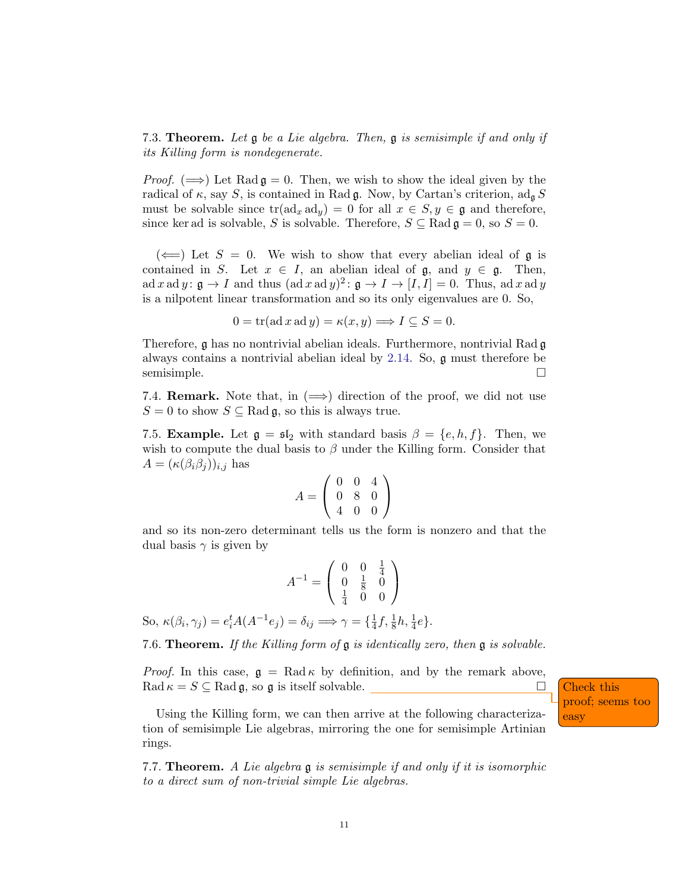7.3. **Theorem.** *Let $\mathfrak{g}$ be a Lie algebra. Then, $\mathfrak{g}$ is semisimple if and only if its Killing form is nondegenerate.*

*Proof.* ($\Longrightarrow$) Let $\operatorname{Rad}\mathfrak{g} = 0$. Then, we wish to show the ideal given by the radical of $\kappa$, say $S$, is contained in $\operatorname{Rad}\mathfrak{g}$. Now, by Cartan's criterion, $\operatorname{ad}_{\mathfrak{g}} S$ must be solvable since $\operatorname{tr}(\operatorname{ad}_x \operatorname{ad}_y) = 0$ for all $x \in S, y \in \mathfrak{g}$ and therefore, since $\ker \operatorname{ad}$ is solvable, $S$ is solvable. Therefore, $S \subseteq \operatorname{Rad}\mathfrak{g} = 0$, so $S = 0$.

($\Longleftarrow$) Let $S = 0$. We wish to show that every abelian ideal of $\mathfrak{g}$ is contained in $S$. Let $x \in I$, an abelian ideal of $\mathfrak{g}$, and $y \in \mathfrak{g}$. Then, $\operatorname{ad} x \operatorname{ad} y \colon \mathfrak{g} \to I$ and thus $(\operatorname{ad} x \operatorname{ad} y)^2 \colon \mathfrak{g} \to I \to [I, I] = 0$. Thus, $\operatorname{ad} x \operatorname{ad} y$ is a nilpotent linear transformation and so its only eigenvalues are 0. So,

$$0 = \operatorname{tr}(\operatorname{ad} x \operatorname{ad} y) = \kappa(x, y) \Longrightarrow I \subseteq S = 0.$$

Therefore, $\mathfrak{g}$ has no nontrivial abelian ideals. Furthermore, nontrivial $\operatorname{Rad}\mathfrak{g}$ always contains a nontrivial abelian ideal by 2.14. So, $\mathfrak{g}$ must therefore be semisimple. $\square$

7.4. **Remark.** Note that, in ($\Longrightarrow$) direction of the proof, we did not use $S = 0$ to show $S \subseteq \operatorname{Rad}\mathfrak{g}$, so this is always true.

7.5. **Example.** Let $\mathfrak{g} = \mathfrak{sl}_2$ with standard basis $\beta = \{e, h, f\}$. Then, we wish to compute the dual basis to $\beta$ under the Killing form. Consider that $A = (\kappa(\beta_i \beta_j))_{i,j}$ has

$$A = \begin{pmatrix} 0 & 0 & 4 \\ 0 & 8 & 0 \\ 4 & 0 & 0 \end{pmatrix}$$

and so its non-zero determinant tells us the form is nonzero and that the dual basis $\gamma$ is given by

$$A^{-1} = \begin{pmatrix} 0 & 0 & \frac{1}{4} \\ 0 & \frac{1}{8} & 0 \\ \frac{1}{4} & 0 & 0 \end{pmatrix}$$

So, $\kappa(\beta_i, \gamma_j) = e_i^t A(A^{-1} e_j) = \delta_{ij} \Longrightarrow \gamma = \{\frac{1}{4} f, \frac{1}{8} h, \frac{1}{4} e\}$.

7.6. **Theorem.** *If the Killing form of $\mathfrak{g}$ is identically zero, then $\mathfrak{g}$ is solvable.*

*Proof.* In this case, $\mathfrak{g} = \operatorname{Rad}\kappa$ by definition, and by the remark above, $\operatorname{Rad}\kappa = S \subseteq \operatorname{Rad}\mathfrak{g}$, so $\mathfrak{g}$ is itself solvable. $\square$

Check this proof; seems too easy

Using the Killing form, we can then arrive at the following characterization of semisimple Lie algebras, mirroring the one for semisimple Artinian rings.

7.7. **Theorem.** *A Lie algebra $\mathfrak{g}$ is semisimple if and only if it is isomorphic to a direct sum of non-trivial simple Lie algebras.*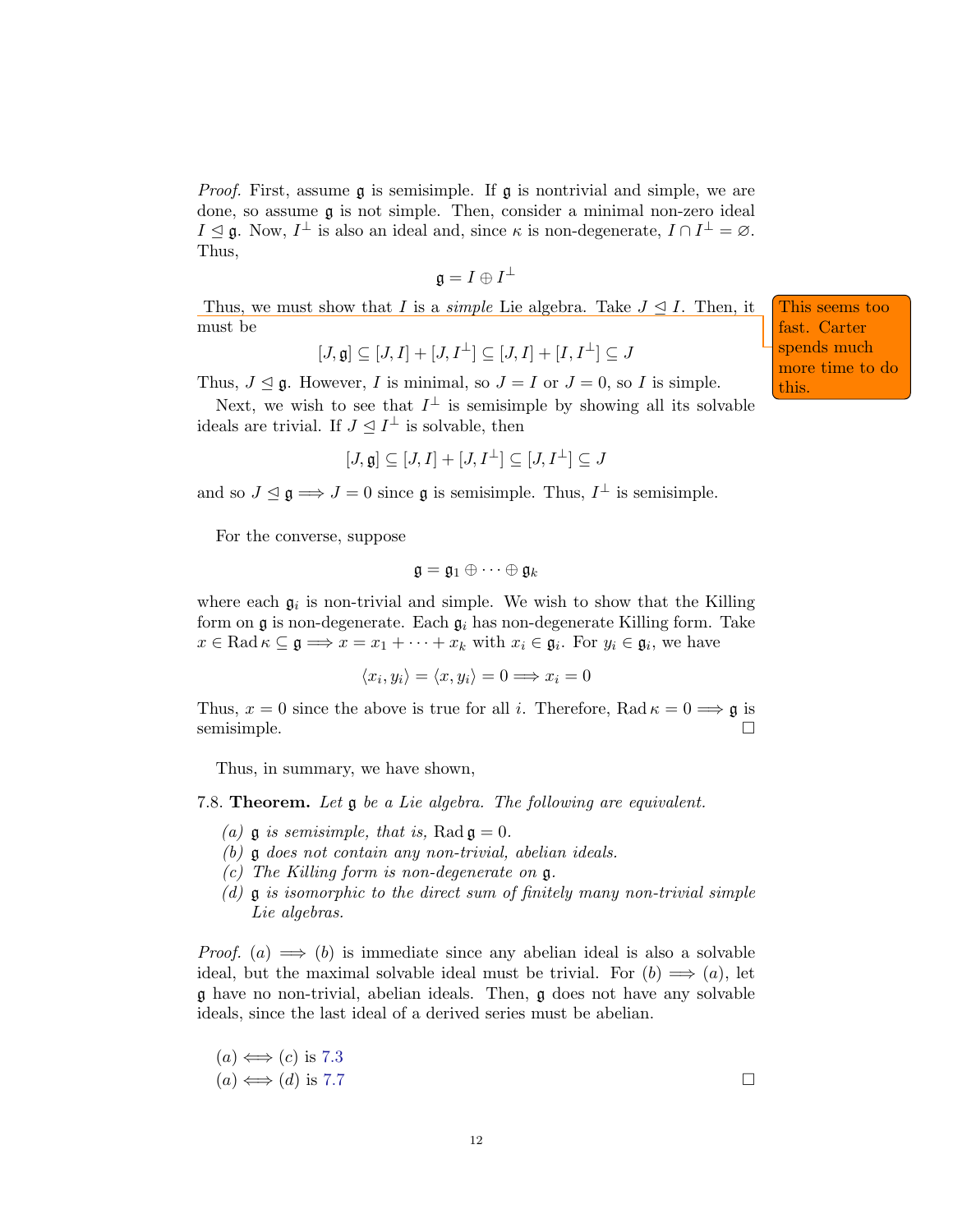*Proof.* First, assume $\mathfrak{g}$ is semisimple. If $\mathfrak{g}$ is nontrivial and simple, we are done, so assume $\mathfrak{g}$ is not simple. Then, consider a minimal non-zero ideal $I \trianglelefteq \mathfrak{g}$. Now, $I^\perp$ is also an ideal and, since $\kappa$ is non-degenerate, $I \cap I^\perp = \varnothing$. Thus,

$$\mathfrak{g} = I \oplus I^\perp$$

Thus, we must show that $I$ is a *simple* Lie algebra. Take $J \trianglelefteq I$. Then, it must be

$$[J, \mathfrak{g}] \subseteq [J, I] + [J, I^\perp] \subseteq [J, I] + [I, I^\perp] \subseteq J$$

Thus, $J \trianglelefteq \mathfrak{g}$. However, $I$ is minimal, so $J = I$ or $J = 0$, so $I$ is simple.

This seems too fast. Carter spends much more time to do this.

Next, we wish to see that $I^\perp$ is semisimple by showing all its solvable ideals are trivial. If $J \trianglelefteq I^\perp$ is solvable, then

$$[J, \mathfrak{g}] \subseteq [J, I] + [J, I^\perp] \subseteq [J, I^\perp] \subseteq J$$

and so $J \trianglelefteq \mathfrak{g} \implies J = 0$ since $\mathfrak{g}$ is semisimple. Thus, $I^\perp$ is semisimple.

For the converse, suppose

$$\mathfrak{g} = \mathfrak{g}_1 \oplus \cdots \oplus \mathfrak{g}_k$$

where each $\mathfrak{g}_i$ is non-trivial and simple. We wish to show that the Killing form on $\mathfrak{g}$ is non-degenerate. Each $\mathfrak{g}_i$ has non-degenerate Killing form. Take $x \in \operatorname{Rad} \kappa \subseteq \mathfrak{g} \implies x = x_1 + \cdots + x_k$ with $x_i \in \mathfrak{g}_i$. For $y_i \in \mathfrak{g}_i$, we have

$$\langle x_i, y_i \rangle = \langle x, y_i \rangle = 0 \implies x_i = 0$$

Thus, $x = 0$ since the above is true for all $i$. Therefore, $\operatorname{Rad} \kappa = 0 \implies \mathfrak{g}$ is semisimple. □

Thus, in summary, we have shown,

7.8. **Theorem.** *Let $\mathfrak{g}$ be a Lie algebra. The following are equivalent.*

*(a) $\mathfrak{g}$ is semisimple, that is, $\operatorname{Rad} \mathfrak{g} = 0$.*
*(b) $\mathfrak{g}$ does not contain any non-trivial, abelian ideals.*
*(c) The Killing form is non-degenerate on $\mathfrak{g}$.*
*(d) $\mathfrak{g}$ is isomorphic to the direct sum of finitely many non-trivial simple Lie algebras.*

*Proof.* $(a) \implies (b)$ is immediate since any abelian ideal is also a solvable ideal, but the maximal solvable ideal must be trivial. For $(b) \implies (a)$, let $\mathfrak{g}$ have no non-trivial, abelian ideals. Then, $\mathfrak{g}$ does not have any solvable ideals, since the last ideal of a derived series must be abelian.

$(a) \iff (c)$ is 7.3
$(a) \iff (d)$ is 7.7 □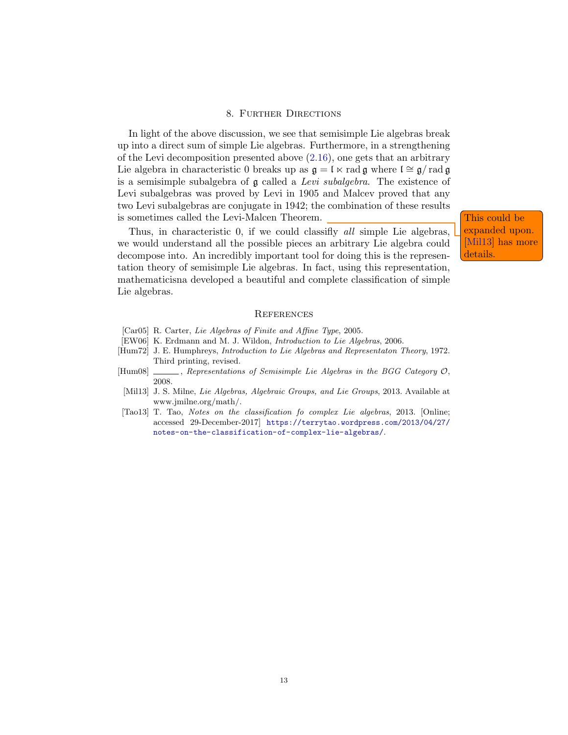## 8. Further Directions

In light of the above discussion, we see that semisimple Lie algebras break up into a direct sum of simple Lie algebras. Furthermore, in a strengthening of the Levi decomposition presented above (2.16), one gets that an arbitrary Lie algebra in characteristic 0 breaks up as $\mathfrak{g} = \mathfrak{l} \ltimes \operatorname{rad} \mathfrak{g}$ where $\mathfrak{l} \cong \mathfrak{g}/\operatorname{rad} \mathfrak{g}$ is a semisimple subalgebra of $\mathfrak{g}$ called a *Levi subalgebra*. The existence of Levi subalgebras was proved by Levi in 1905 and Malcev proved that any two Levi subalgebras are conjugate in 1942; the combination of these results is sometimes called the Levi-Malcen Theorem.

This could be expanded upon. [Mil13] has more details.

Thus, in characteristic 0, if we could classifly *all* simple Lie algebras, we would understand all the possible pieces an arbitrary Lie algebra could decompose into. An incredibly important tool for doing this is the representation theory of semisimple Lie algebras. In fact, using this representation, mathematicisna developed a beautiful and complete classification of simple Lie algebras.

## References

[Car05] R. Carter, *Lie Algebras of Finite and Affine Type*, 2005.

[EW06] K. Erdmann and M. J. Wildon, *Introduction to Lie Algebras*, 2006.

[Hum72] J. E. Humphreys, *Introduction to Lie Algebras and Representaton Theory*, 1972. Third printing, revised.

[Hum08] ______, *Representations of Semisimple Lie Algebras in the BGG Category $\mathcal{O}$*, 2008.

[Mil13] J. S. Milne, *Lie Algebras, Algebraic Groups, and Lie Groups*, 2013. Available at www.jmilne.org/math/.

[Tao13] T. Tao, *Notes on the classification fo complex Lie algebras*, 2013. [Online; accessed 29-December-2017] https://terrytao.wordpress.com/2013/04/27/notes-on-the-classification-of-complex-lie-algebras/.